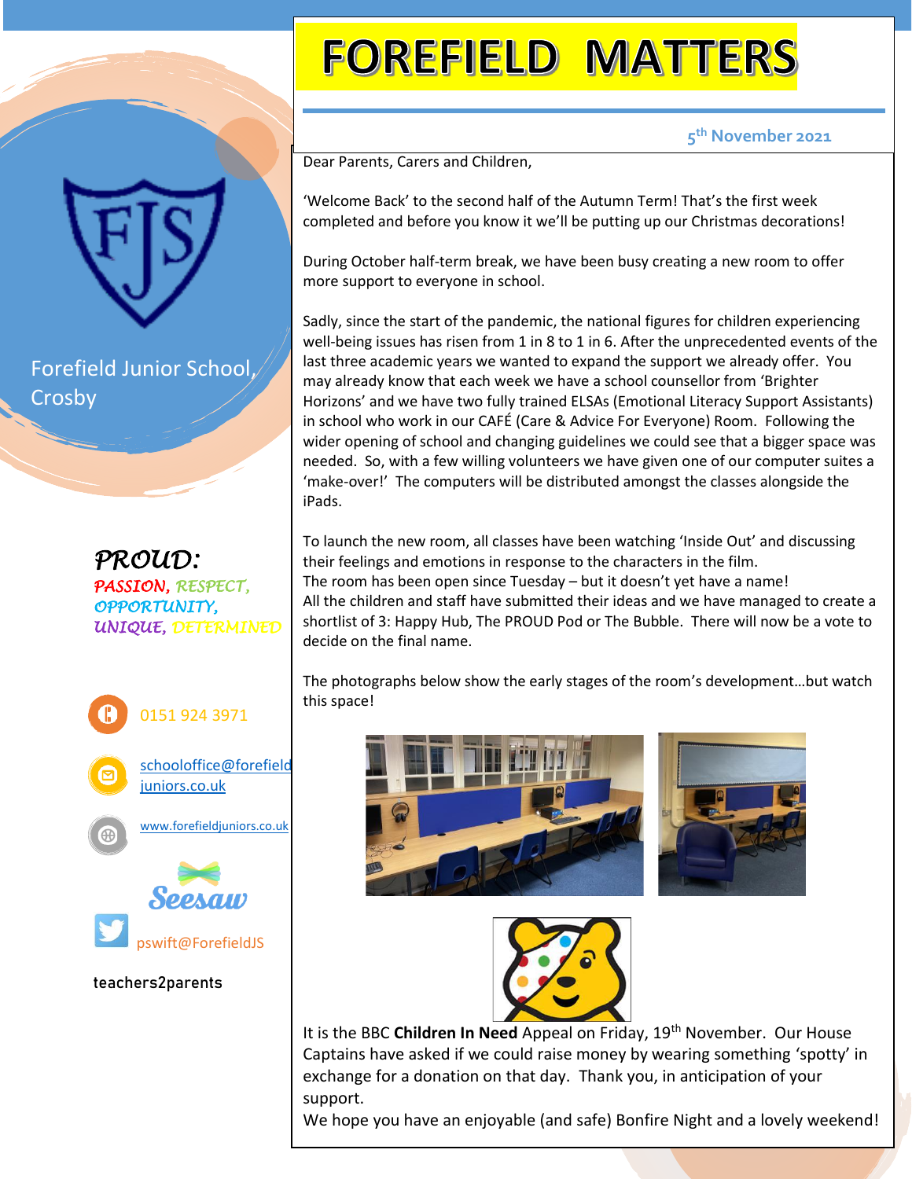# FOREFIELD MATTERS

5th November 2021

Forefield Junior School, Crosby

*PROUD:*
*PASSION, RESPECT, OPPORTUNITY, UNIQUE, DETERMINED*

0151 924 3971

schooloffice@forefieldjuniors.co.uk

www.forefieldjuniors.co.uk

Seesaw

pswift@ForefieldJS

teachers2parents

Dear Parents, Carers and Children,

'Welcome Back' to the second half of the Autumn Term! That's the first week completed and before you know it we'll be putting up our Christmas decorations!

During October half-term break, we have been busy creating a new room to offer more support to everyone in school.

Sadly, since the start of the pandemic, the national figures for children experiencing well-being issues has risen from 1 in 8 to 1 in 6. After the unprecedented events of the last three academic years we wanted to expand the support we already offer. You may already know that each week we have a school counsellor from 'Brighter Horizons' and we have two fully trained ELSAs (Emotional Literacy Support Assistants) in school who work in our CAFÉ (Care & Advice For Everyone) Room. Following the wider opening of school and changing guidelines we could see that a bigger space was needed. So, with a few willing volunteers we have given one of our computer suites a 'make-over!' The computers will be distributed amongst the classes alongside the iPads.

To launch the new room, all classes have been watching 'Inside Out' and discussing their feelings and emotions in response to the characters in the film.
The room has been open since Tuesday – but it doesn't yet have a name!
All the children and staff have submitted their ideas and we have managed to create a shortlist of 3: Happy Hub, The PROUD Pod or The Bubble. There will now be a vote to decide on the final name.

The photographs below show the early stages of the room's development…but watch this space!

It is the BBC **Children In Need** Appeal on Friday, 19th November. Our House Captains have asked if we could raise money by wearing something 'spotty' in exchange for a donation on that day. Thank you, in anticipation of your support.
We hope you have an enjoyable (and safe) Bonfire Night and a lovely weekend!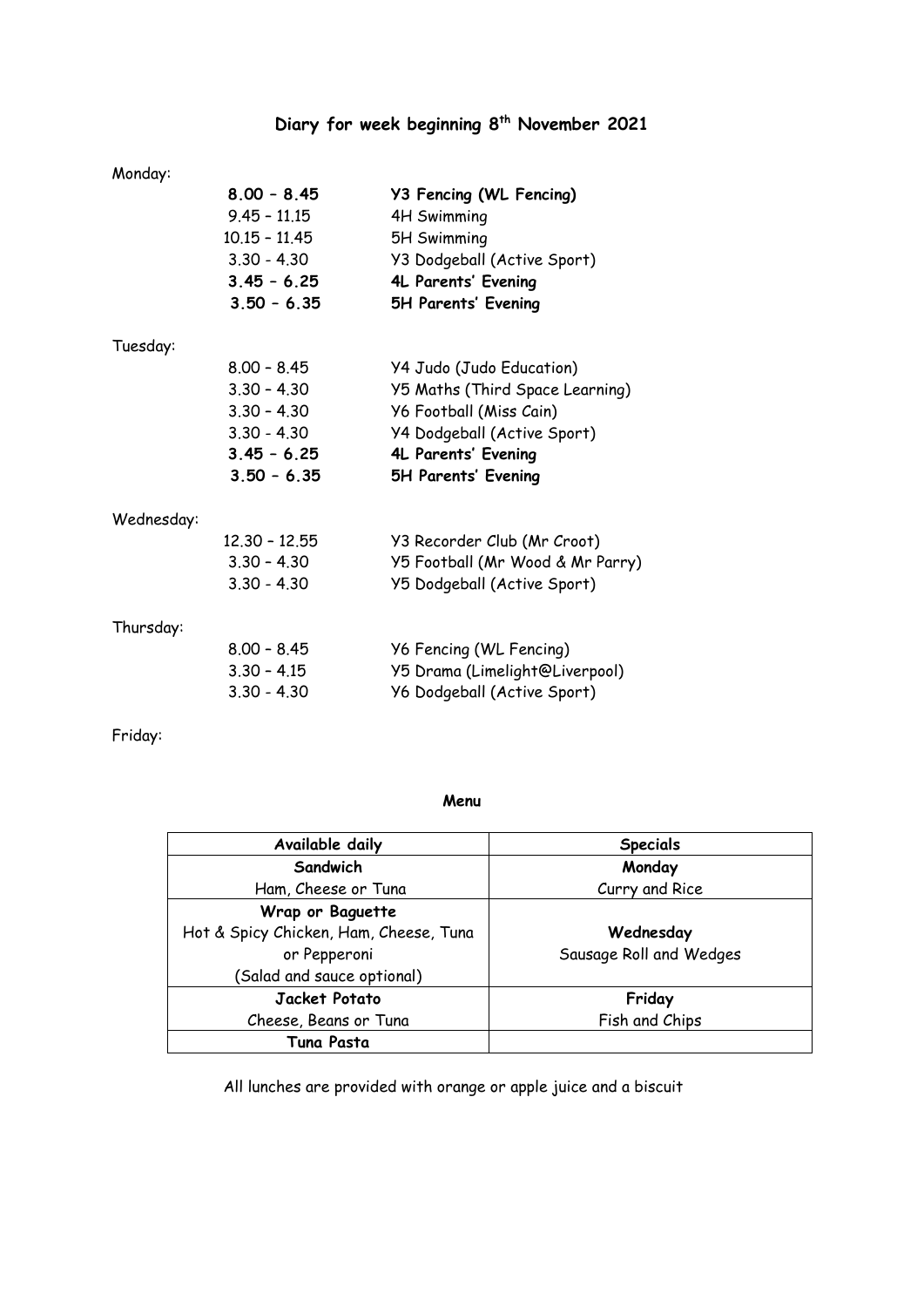# Diary for week beginning 8th November 2021

Monday:

| | |
|---|---|
| **8.00 – 8.45** | **Y3 Fencing (WL Fencing)** |
| 9.45 – 11.15 | 4H Swimming |
| 10.15 – 11.45 | 5H Swimming |
| 3.30 - 4.30 | Y3 Dodgeball (Active Sport) |
| **3.45 – 6.25** | **4L Parents' Evening** |
| **3.50 – 6.35** | **5H Parents' Evening** |

Tuesday:

| | |
|---|---|
| 8.00 – 8.45 | Y4 Judo (Judo Education) |
| 3.30 – 4.30 | Y5 Maths (Third Space Learning) |
| 3.30 – 4.30 | Y6 Football (Miss Cain) |
| 3.30 - 4.30 | Y4 Dodgeball (Active Sport) |
| **3.45 – 6.25** | **4L Parents' Evening** |
| **3.50 – 6.35** | **5H Parents' Evening** |

Wednesday:

| | |
|---|---|
| 12.30 – 12.55 | Y3 Recorder Club (Mr Croot) |
| 3.30 – 4.30 | Y5 Football (Mr Wood & Mr Parry) |
| 3.30 - 4.30 | Y5 Dodgeball (Active Sport) |

Thursday:

| | |
|---|---|
| 8.00 – 8.45 | Y6 Fencing (WL Fencing) |
| 3.30 – 4.15 | Y5 Drama (Limelight@Liverpool) |
| 3.30 - 4.30 | Y6 Dodgeball (Active Sport) |

Friday:

## Menu

| Available daily | Specials |
|---|---|
| **Sandwich**<br>Ham, Cheese or Tuna | **Monday**<br>Curry and Rice |
| **Wrap or Baguette**<br>Hot & Spicy Chicken, Ham, Cheese, Tuna or Pepperoni<br>(Salad and sauce optional) | **Wednesday**<br>Sausage Roll and Wedges |
| **Jacket Potato**<br>Cheese, Beans or Tuna | **Friday**<br>Fish and Chips |
| **Tuna Pasta** | |

All lunches are provided with orange or apple juice and a biscuit